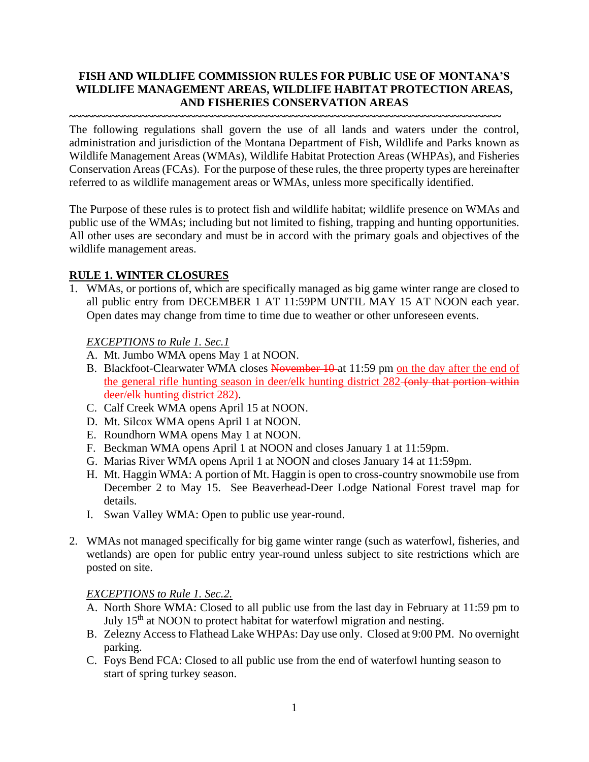**FISH AND WILDLIFE COMMISSION RULES FOR PUBLIC USE OF MONTANA'S WILDLIFE MANAGEMENT AREAS, WILDLIFE HABITAT PROTECTION AREAS, AND FISHERIES CONSERVATION AREAS**

~~~~~~~~~~~~~~~~~~~~~~~~~~~~~~~~~~~~~~~~~~~~~~~~~~~~~~~~~~~~~~~~~~~~~~~~

The following regulations shall govern the use of all lands and waters under the control, administration and jurisdiction of the Montana Department of Fish, Wildlife and Parks known as Wildlife Management Areas (WMAs), Wildlife Habitat Protection Areas (WHPAs), and Fisheries Conservation Areas (FCAs). For the purpose of these rules, the three property types are hereinafter referred to as wildlife management areas or WMAs, unless more specifically identified.

The Purpose of these rules is to protect fish and wildlife habitat; wildlife presence on WMAs and public use of the WMAs; including but not limited to fishing, trapping and hunting opportunities. All other uses are secondary and must be in accord with the primary goals and objectives of the wildlife management areas.

**RULE 1. WINTER CLOSURES**

1. WMAs, or portions of, which are specifically managed as big game winter range are closed to all public entry from DECEMBER 1 AT 11:59PM UNTIL MAY 15 AT NOON each year. Open dates may change from time to time due to weather or other unforeseen events.

   *EXCEPTIONS to Rule 1. Sec.1*

   A. Mt. Jumbo WMA opens May 1 at NOON.
   B. Blackfoot-Clearwater WMA closes ~~November 10~~ at 11:59 pm on the day after the end of the general rifle hunting season in deer/elk hunting district 282 ~~(only that portion within deer/elk hunting district 282)~~.
   C. Calf Creek WMA opens April 15 at NOON.
   D. Mt. Silcox WMA opens April 1 at NOON.
   E. Roundhorn WMA opens May 1 at NOON.
   F. Beckman WMA opens April 1 at NOON and closes January 1 at 11:59pm.
   G. Marias River WMA opens April 1 at NOON and closes January 14 at 11:59pm.
   H. Mt. Haggin WMA: A portion of Mt. Haggin is open to cross-country snowmobile use from December 2 to May 15. See Beaverhead-Deer Lodge National Forest travel map for details.
   I. Swan Valley WMA: Open to public use year-round.

2. WMAs not managed specifically for big game winter range (such as waterfowl, fisheries, and wetlands) are open for public entry year-round unless subject to site restrictions which are posted on site.

   *EXCEPTIONS to Rule 1. Sec.2.*

   A. North Shore WMA: Closed to all public use from the last day in February at 11:59 pm to July 15th at NOON to protect habitat for waterfowl migration and nesting.
   B. Zelezny Access to Flathead Lake WHPAs: Day use only. Closed at 9:00 PM. No overnight parking.
   C. Foys Bend FCA: Closed to all public use from the end of waterfowl hunting season to start of spring turkey season.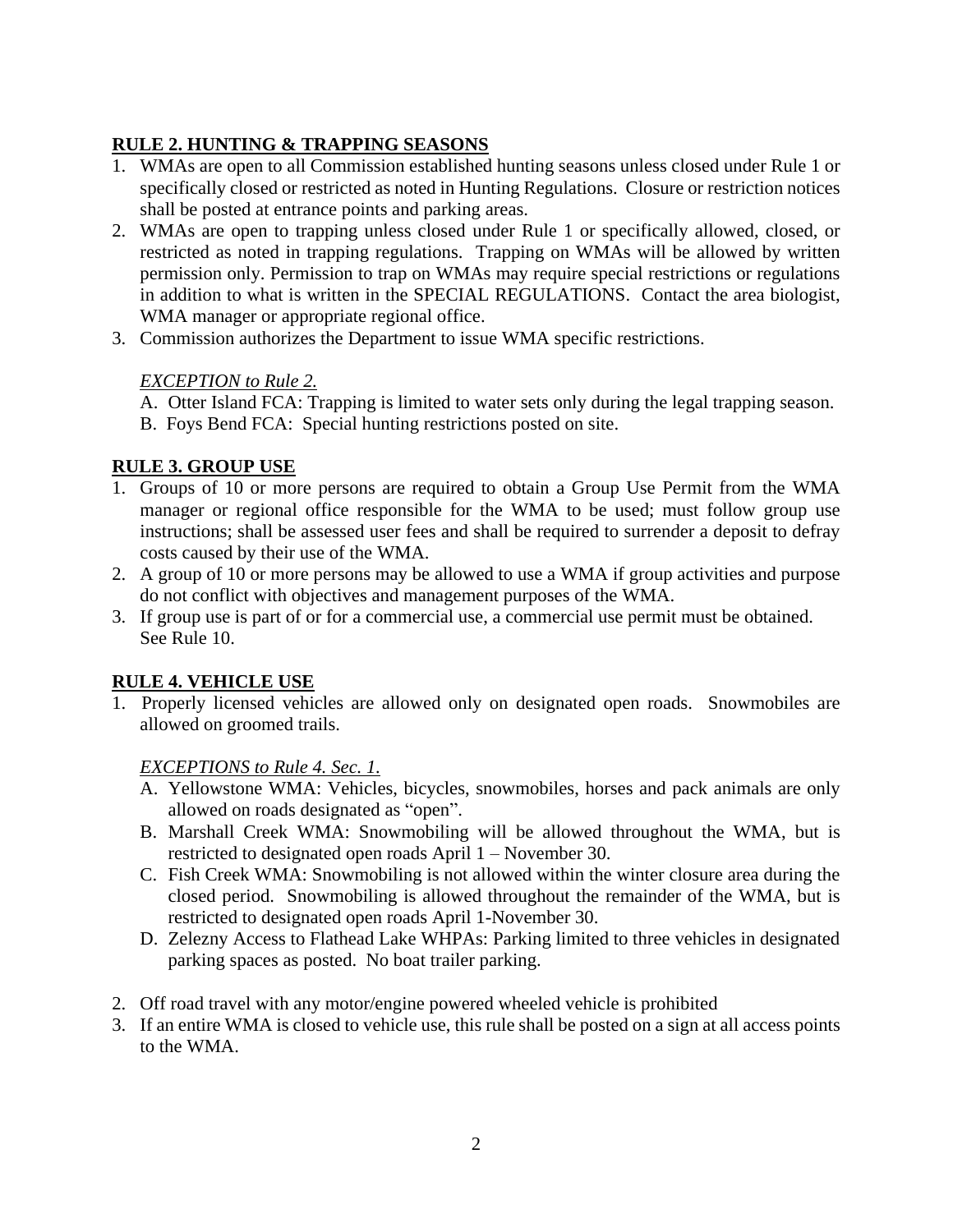## RULE 2. HUNTING & TRAPPING SEASONS

1. WMAs are open to all Commission established hunting seasons unless closed under Rule 1 or specifically closed or restricted as noted in Hunting Regulations. Closure or restriction notices shall be posted at entrance points and parking areas.
2. WMAs are open to trapping unless closed under Rule 1 or specifically allowed, closed, or restricted as noted in trapping regulations. Trapping on WMAs will be allowed by written permission only. Permission to trap on WMAs may require special restrictions or regulations in addition to what is written in the SPECIAL REGULATIONS. Contact the area biologist, WMA manager or appropriate regional office.
3. Commission authorizes the Department to issue WMA specific restrictions.

*EXCEPTION to Rule 2.*

A. Otter Island FCA: Trapping is limited to water sets only during the legal trapping season.
B. Foys Bend FCA: Special hunting restrictions posted on site.

## RULE 3. GROUP USE

1. Groups of 10 or more persons are required to obtain a Group Use Permit from the WMA manager or regional office responsible for the WMA to be used; must follow group use instructions; shall be assessed user fees and shall be required to surrender a deposit to defray costs caused by their use of the WMA.
2. A group of 10 or more persons may be allowed to use a WMA if group activities and purpose do not conflict with objectives and management purposes of the WMA.
3. If group use is part of or for a commercial use, a commercial use permit must be obtained. See Rule 10.

## RULE 4. VEHICLE USE

1. Properly licensed vehicles are allowed only on designated open roads. Snowmobiles are allowed on groomed trails.

*EXCEPTIONS to Rule 4. Sec. 1.*

A. Yellowstone WMA: Vehicles, bicycles, snowmobiles, horses and pack animals are only allowed on roads designated as "open".
B. Marshall Creek WMA: Snowmobiling will be allowed throughout the WMA, but is restricted to designated open roads April 1 – November 30.
C. Fish Creek WMA: Snowmobiling is not allowed within the winter closure area during the closed period. Snowmobiling is allowed throughout the remainder of the WMA, but is restricted to designated open roads April 1-November 30.
D. Zelezny Access to Flathead Lake WHPAs: Parking limited to three vehicles in designated parking spaces as posted. No boat trailer parking.

2. Off road travel with any motor/engine powered wheeled vehicle is prohibited
3. If an entire WMA is closed to vehicle use, this rule shall be posted on a sign at all access points to the WMA.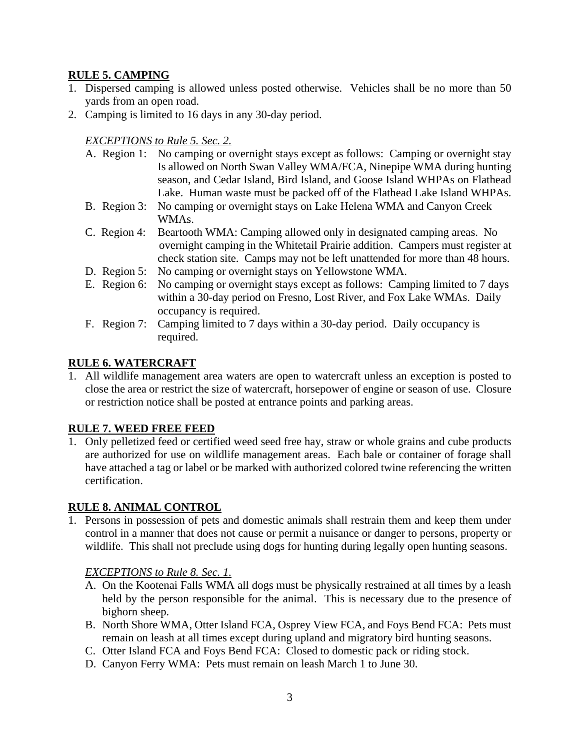**RULE 5. CAMPING**

1. Dispersed camping is allowed unless posted otherwise. Vehicles shall be no more than 50 yards from an open road.
2. Camping is limited to 16 days in any 30-day period.

*EXCEPTIONS to Rule 5. Sec. 2.*

A. Region 1: No camping or overnight stays except as follows: Camping or overnight stay Is allowed on North Swan Valley WMA/FCA, Ninepipe WMA during hunting season, and Cedar Island, Bird Island, and Goose Island WHPAs on Flathead Lake. Human waste must be packed off of the Flathead Lake Island WHPAs.

B. Region 3: No camping or overnight stays on Lake Helena WMA and Canyon Creek WMAs.

C. Region 4: Beartooth WMA: Camping allowed only in designated camping areas. No overnight camping in the Whitetail Prairie addition. Campers must register at check station site. Camps may not be left unattended for more than 48 hours.

D. Region 5: No camping or overnight stays on Yellowstone WMA.

E. Region 6: No camping or overnight stays except as follows: Camping limited to 7 days within a 30-day period on Fresno, Lost River, and Fox Lake WMAs. Daily occupancy is required.

F. Region 7: Camping limited to 7 days within a 30-day period. Daily occupancy is required.

**RULE 6. WATERCRAFT**

1. All wildlife management area waters are open to watercraft unless an exception is posted to close the area or restrict the size of watercraft, horsepower of engine or season of use. Closure or restriction notice shall be posted at entrance points and parking areas.

**RULE 7. WEED FREE FEED**

1. Only pelletized feed or certified weed seed free hay, straw or whole grains and cube products are authorized for use on wildlife management areas. Each bale or container of forage shall have attached a tag or label or be marked with authorized colored twine referencing the written certification.

**RULE 8. ANIMAL CONTROL**

1. Persons in possession of pets and domestic animals shall restrain them and keep them under control in a manner that does not cause or permit a nuisance or danger to persons, property or wildlife. This shall not preclude using dogs for hunting during legally open hunting seasons.

*EXCEPTIONS to Rule 8. Sec. 1.*

A. On the Kootenai Falls WMA all dogs must be physically restrained at all times by a leash held by the person responsible for the animal. This is necessary due to the presence of bighorn sheep.

B. North Shore WMA, Otter Island FCA, Osprey View FCA, and Foys Bend FCA: Pets must remain on leash at all times except during upland and migratory bird hunting seasons.

C. Otter Island FCA and Foys Bend FCA: Closed to domestic pack or riding stock.

D. Canyon Ferry WMA: Pets must remain on leash March 1 to June 30.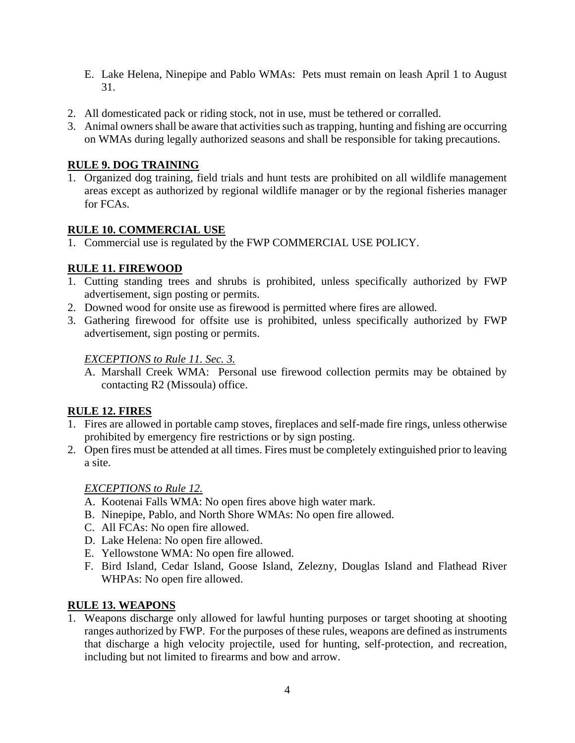E. Lake Helena, Ninepipe and Pablo WMAs: Pets must remain on leash April 1 to August 31.

2. All domesticated pack or riding stock, not in use, must be tethered or corralled.
3. Animal owners shall be aware that activities such as trapping, hunting and fishing are occurring on WMAs during legally authorized seasons and shall be responsible for taking precautions.

## RULE 9. DOG TRAINING

1. Organized dog training, field trials and hunt tests are prohibited on all wildlife management areas except as authorized by regional wildlife manager or by the regional fisheries manager for FCAs.

## RULE 10. COMMERCIAL USE

1. Commercial use is regulated by the FWP COMMERCIAL USE POLICY.

## RULE 11. FIREWOOD

1. Cutting standing trees and shrubs is prohibited, unless specifically authorized by FWP advertisement, sign posting or permits.
2. Downed wood for onsite use as firewood is permitted where fires are allowed.
3. Gathering firewood for offsite use is prohibited, unless specifically authorized by FWP advertisement, sign posting or permits.

*EXCEPTIONS to Rule 11. Sec. 3.*

A. Marshall Creek WMA: Personal use firewood collection permits may be obtained by contacting R2 (Missoula) office.

## RULE 12. FIRES

1. Fires are allowed in portable camp stoves, fireplaces and self-made fire rings, unless otherwise prohibited by emergency fire restrictions or by sign posting.
2. Open fires must be attended at all times. Fires must be completely extinguished prior to leaving a site.

*EXCEPTIONS to Rule 12.*

A. Kootenai Falls WMA: No open fires above high water mark.
B. Ninepipe, Pablo, and North Shore WMAs: No open fire allowed.
C. All FCAs: No open fire allowed.
D. Lake Helena: No open fire allowed.
E. Yellowstone WMA: No open fire allowed.
F. Bird Island, Cedar Island, Goose Island, Zelezny, Douglas Island and Flathead River WHPAs: No open fire allowed.

## RULE 13. WEAPONS

1. Weapons discharge only allowed for lawful hunting purposes or target shooting at shooting ranges authorized by FWP. For the purposes of these rules, weapons are defined as instruments that discharge a high velocity projectile, used for hunting, self-protection, and recreation, including but not limited to firearms and bow and arrow.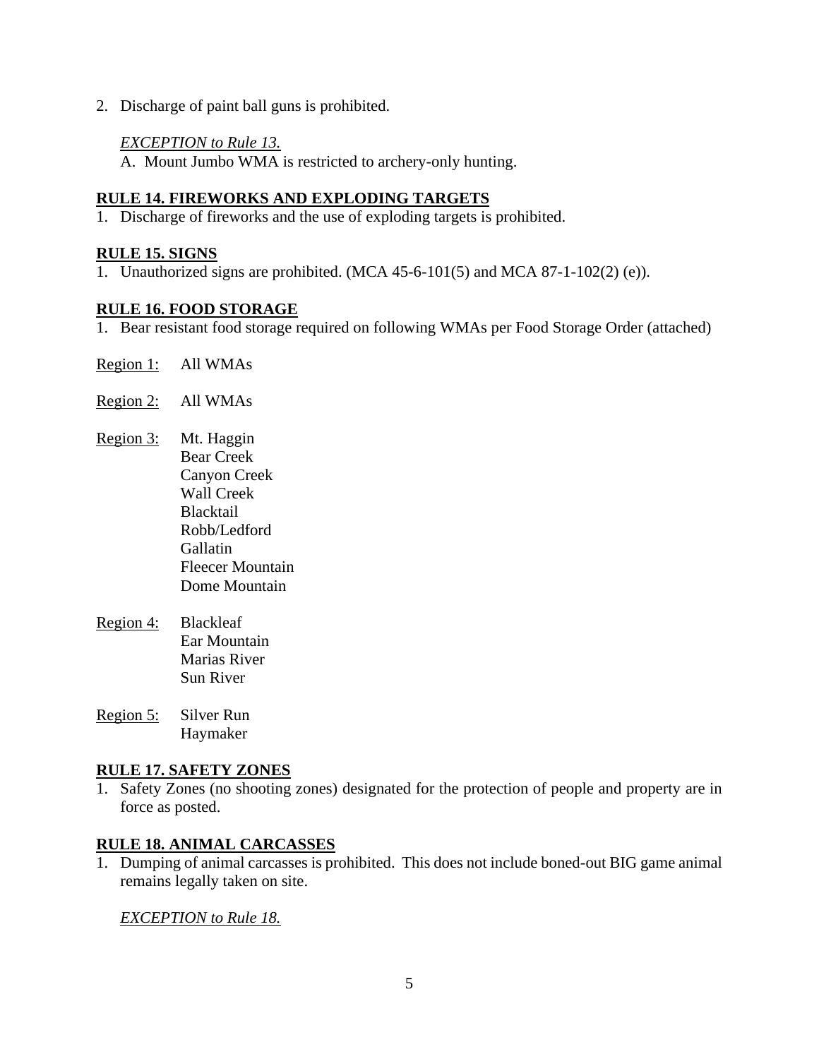2. Discharge of paint ball guns is prohibited.

*EXCEPTION to Rule 13.*

A. Mount Jumbo WMA is restricted to archery-only hunting.

## RULE 14. FIREWORKS AND EXPLODING TARGETS

1. Discharge of fireworks and the use of exploding targets is prohibited.

## RULE 15. SIGNS

1. Unauthorized signs are prohibited. (MCA 45-6-101(5) and MCA 87-1-102(2) (e)).

## RULE 16. FOOD STORAGE

1. Bear resistant food storage required on following WMAs per Food Storage Order (attached)

Region 1: All WMAs

Region 2: All WMAs

Region 3: Mt. Haggin
Bear Creek
Canyon Creek
Wall Creek
Blacktail
Robb/Ledford
Gallatin
Fleecer Mountain
Dome Mountain

Region 4: Blackleaf
Ear Mountain
Marias River
Sun River

Region 5: Silver Run
Haymaker

## RULE 17. SAFETY ZONES

1. Safety Zones (no shooting zones) designated for the protection of people and property are in force as posted.

## RULE 18. ANIMAL CARCASSES

1. Dumping of animal carcasses is prohibited. This does not include boned-out BIG game animal remains legally taken on site.

*EXCEPTION to Rule 18.*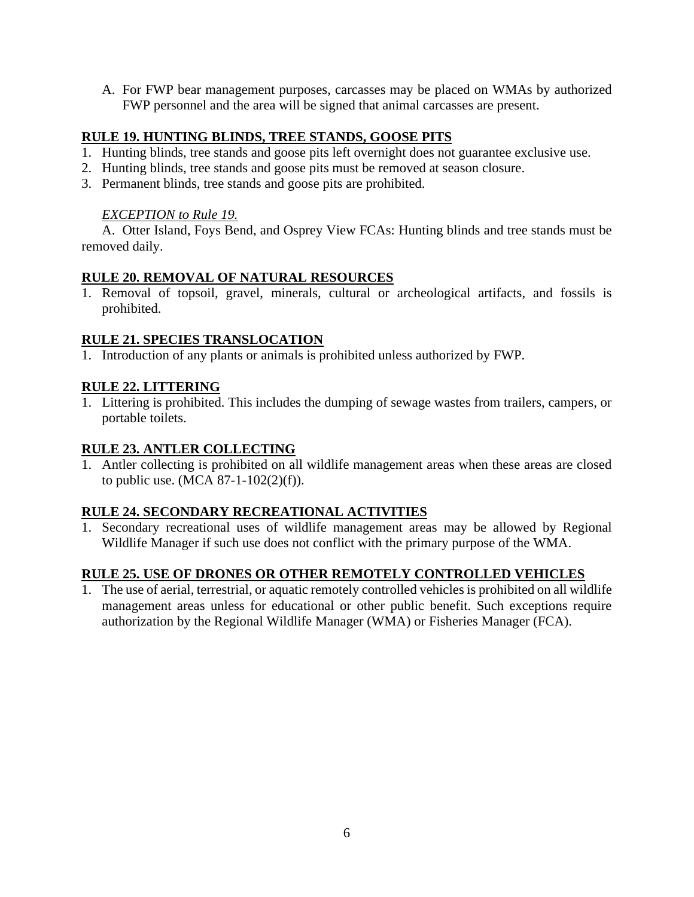A. For FWP bear management purposes, carcasses may be placed on WMAs by authorized FWP personnel and the area will be signed that animal carcasses are present.

## RULE 19. HUNTING BLINDS, TREE STANDS, GOOSE PITS

1. Hunting blinds, tree stands and goose pits left overnight does not guarantee exclusive use.
2. Hunting blinds, tree stands and goose pits must be removed at season closure.
3. Permanent blinds, tree stands and goose pits are prohibited.

*EXCEPTION to Rule 19.*

A. Otter Island, Foys Bend, and Osprey View FCAs: Hunting blinds and tree stands must be removed daily.

## RULE 20. REMOVAL OF NATURAL RESOURCES

1. Removal of topsoil, gravel, minerals, cultural or archeological artifacts, and fossils is prohibited.

## RULE 21. SPECIES TRANSLOCATION

1. Introduction of any plants or animals is prohibited unless authorized by FWP.

## RULE 22. LITTERING

1. Littering is prohibited. This includes the dumping of sewage wastes from trailers, campers, or portable toilets.

## RULE 23. ANTLER COLLECTING

1. Antler collecting is prohibited on all wildlife management areas when these areas are closed to public use. (MCA 87-1-102(2)(f)).

## RULE 24. SECONDARY RECREATIONAL ACTIVITIES

1. Secondary recreational uses of wildlife management areas may be allowed by Regional Wildlife Manager if such use does not conflict with the primary purpose of the WMA.

## RULE 25. USE OF DRONES OR OTHER REMOTELY CONTROLLED VEHICLES

1. The use of aerial, terrestrial, or aquatic remotely controlled vehicles is prohibited on all wildlife management areas unless for educational or other public benefit. Such exceptions require authorization by the Regional Wildlife Manager (WMA) or Fisheries Manager (FCA).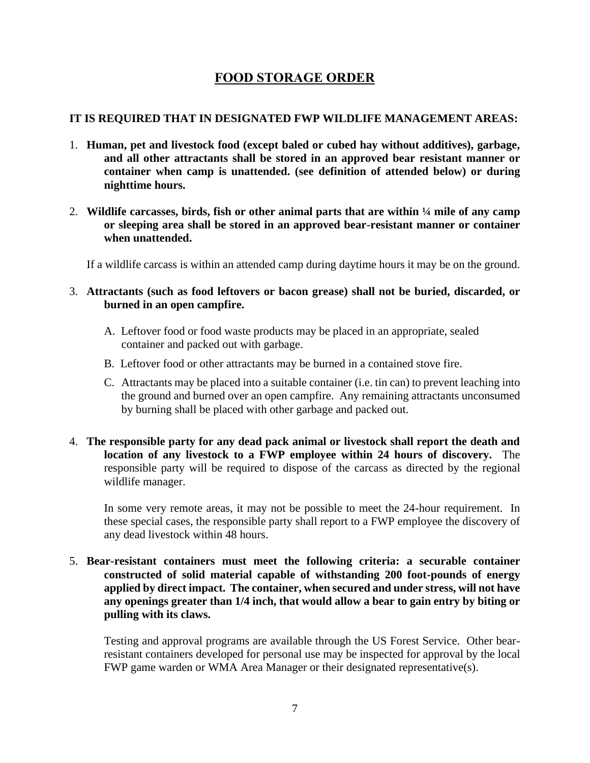# FOOD STORAGE ORDER

**IT IS REQUIRED THAT IN DESIGNATED FWP WILDLIFE MANAGEMENT AREAS:**

1. **Human, pet and livestock food (except baled or cubed hay without additives), garbage, and all other attractants shall be stored in an approved bear resistant manner or container when camp is unattended. (see definition of attended below) or during nighttime hours.**

2. **Wildlife carcasses, birds, fish or other animal parts that are within ¼ mile of any camp or sleeping area shall be stored in an approved bear-resistant manner or container when unattended.**

   If a wildlife carcass is within an attended camp during daytime hours it may be on the ground.

3. **Attractants (such as food leftovers or bacon grease) shall not be buried, discarded, or burned in an open campfire.**

   A. Leftover food or food waste products may be placed in an appropriate, sealed container and packed out with garbage.

   B. Leftover food or other attractants may be burned in a contained stove fire.

   C. Attractants may be placed into a suitable container (i.e. tin can) to prevent leaching into the ground and burned over an open campfire. Any remaining attractants unconsumed by burning shall be placed with other garbage and packed out.

4. **The responsible party for any dead pack animal or livestock shall report the death and location of any livestock to a FWP employee within 24 hours of discovery.** The responsible party will be required to dispose of the carcass as directed by the regional wildlife manager.

   In some very remote areas, it may not be possible to meet the 24-hour requirement. In these special cases, the responsible party shall report to a FWP employee the discovery of any dead livestock within 48 hours.

5. **Bear-resistant containers must meet the following criteria: a securable container constructed of solid material capable of withstanding 200 foot-pounds of energy applied by direct impact. The container, when secured and under stress, will not have any openings greater than 1/4 inch, that would allow a bear to gain entry by biting or pulling with its claws.**

   Testing and approval programs are available through the US Forest Service. Other bear-resistant containers developed for personal use may be inspected for approval by the local FWP game warden or WMA Area Manager or their designated representative(s).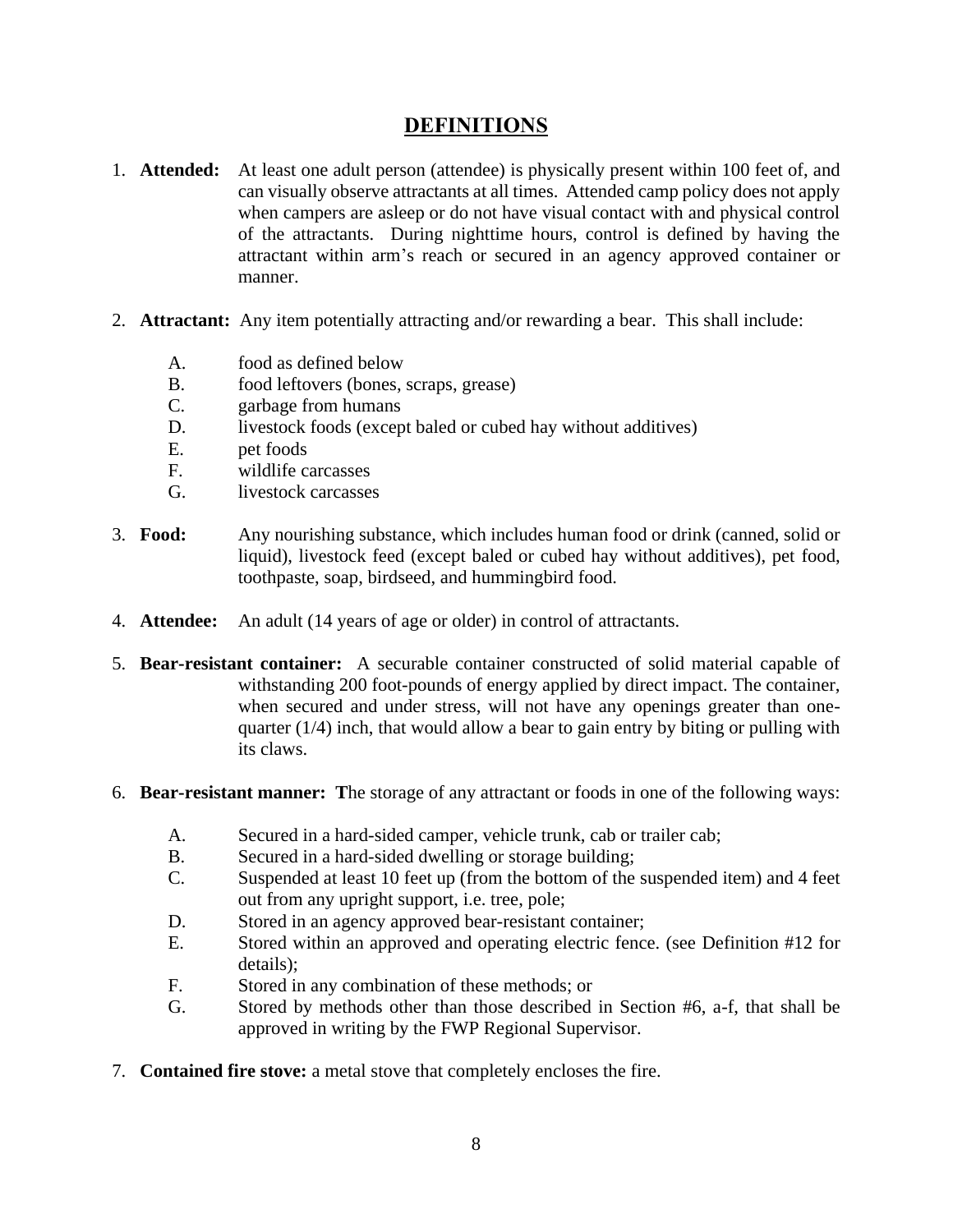## DEFINITIONS

1. **Attended:** At least one adult person (attendee) is physically present within 100 feet of, and can visually observe attractants at all times. Attended camp policy does not apply when campers are asleep or do not have visual contact with and physical control of the attractants. During nighttime hours, control is defined by having the attractant within arm's reach or secured in an agency approved container or manner.

2. **Attractant:** Any item potentially attracting and/or rewarding a bear. This shall include:

   A. food as defined below
   B. food leftovers (bones, scraps, grease)
   C. garbage from humans
   D. livestock foods (except baled or cubed hay without additives)
   E. pet foods
   F. wildlife carcasses
   G. livestock carcasses

3. **Food:** Any nourishing substance, which includes human food or drink (canned, solid or liquid), livestock feed (except baled or cubed hay without additives), pet food, toothpaste, soap, birdseed, and hummingbird food.

4. **Attendee:** An adult (14 years of age or older) in control of attractants.

5. **Bear-resistant container:** A securable container constructed of solid material capable of withstanding 200 foot-pounds of energy applied by direct impact. The container, when secured and under stress, will not have any openings greater than one-quarter (1/4) inch, that would allow a bear to gain entry by biting or pulling with its claws.

6. **Bear-resistant manner: T**he storage of any attractant or foods in one of the following ways:

   A. Secured in a hard-sided camper, vehicle trunk, cab or trailer cab;
   B. Secured in a hard-sided dwelling or storage building;
   C. Suspended at least 10 feet up (from the bottom of the suspended item) and 4 feet out from any upright support, i.e. tree, pole;
   D. Stored in an agency approved bear-resistant container;
   E. Stored within an approved and operating electric fence. (see Definition #12 for details);
   F. Stored in any combination of these methods; or
   G. Stored by methods other than those described in Section #6, a-f, that shall be approved in writing by the FWP Regional Supervisor.

7. **Contained fire stove:** a metal stove that completely encloses the fire.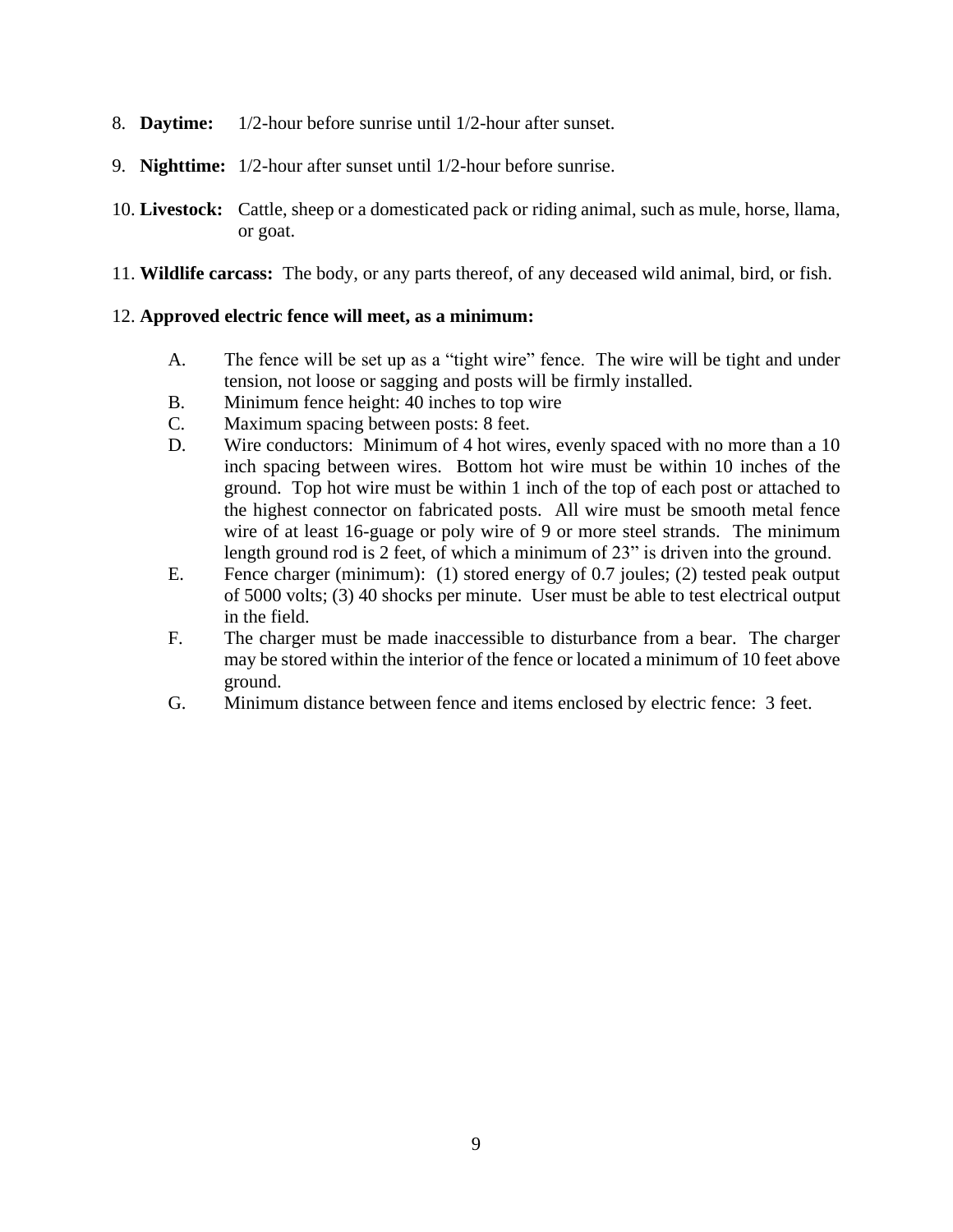8. **Daytime:** 1/2-hour before sunrise until 1/2-hour after sunset.

9. **Nighttime:** 1/2-hour after sunset until 1/2-hour before sunrise.

10. **Livestock:** Cattle, sheep or a domesticated pack or riding animal, such as mule, horse, llama, or goat.

11. **Wildlife carcass:** The body, or any parts thereof, of any deceased wild animal, bird, or fish.

12. **Approved electric fence will meet, as a minimum:**

    A. The fence will be set up as a "tight wire" fence. The wire will be tight and under tension, not loose or sagging and posts will be firmly installed.
    
    B. Minimum fence height: 40 inches to top wire
    
    C. Maximum spacing between posts: 8 feet.
    
    D. Wire conductors: Minimum of 4 hot wires, evenly spaced with no more than a 10 inch spacing between wires. Bottom hot wire must be within 10 inches of the ground. Top hot wire must be within 1 inch of the top of each post or attached to the highest connector on fabricated posts. All wire must be smooth metal fence wire of at least 16-guage or poly wire of 9 or more steel strands. The minimum length ground rod is 2 feet, of which a minimum of 23" is driven into the ground.
    
    E. Fence charger (minimum): (1) stored energy of 0.7 joules; (2) tested peak output of 5000 volts; (3) 40 shocks per minute. User must be able to test electrical output in the field.
    
    F. The charger must be made inaccessible to disturbance from a bear. The charger may be stored within the interior of the fence or located a minimum of 10 feet above ground.
    
    G. Minimum distance between fence and items enclosed by electric fence: 3 feet.